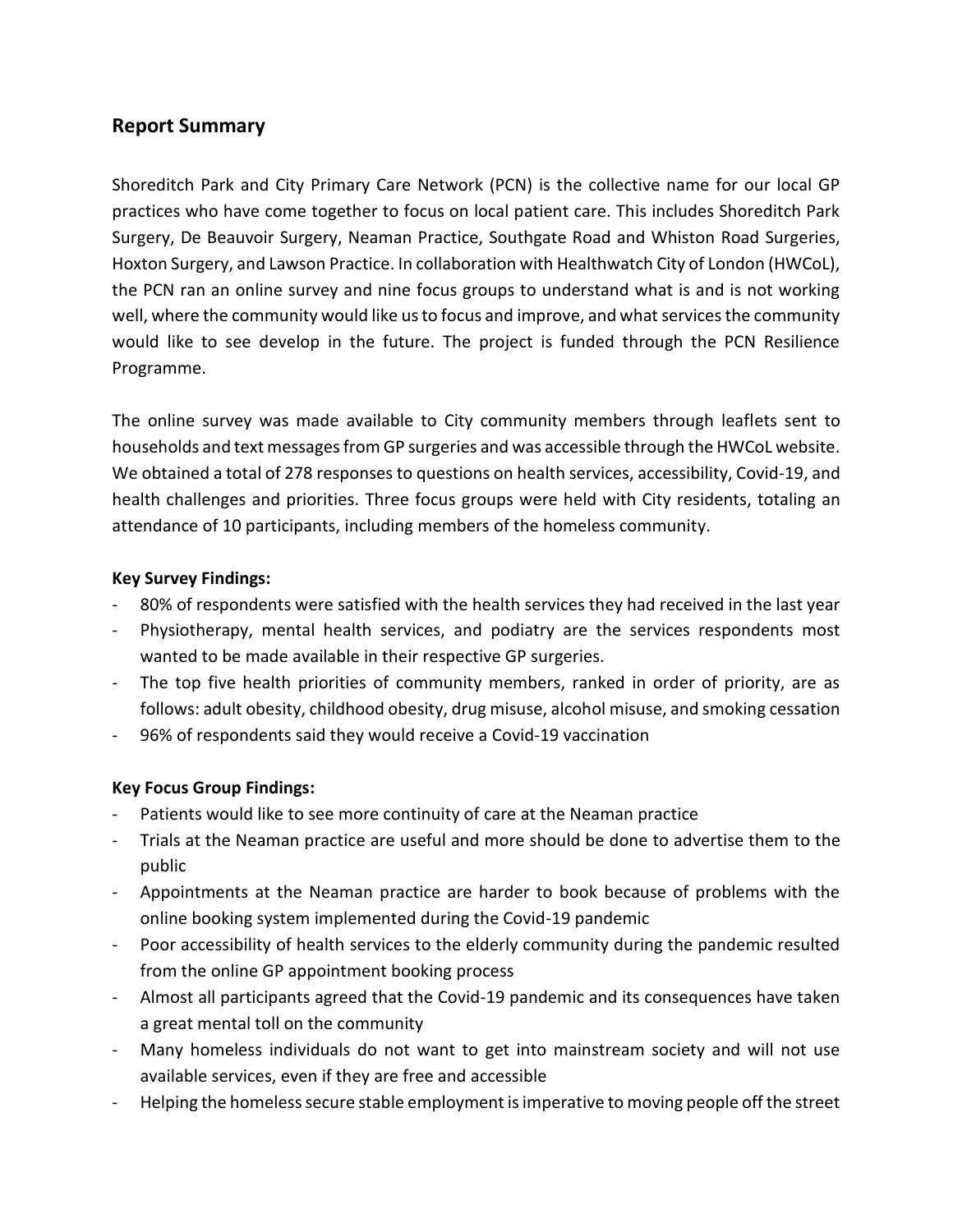## Report Summary

Shoreditch Park and City Primary Care Network (PCN) is the collective name for our local GP practices who have come together to focus on local patient care. This includes Shoreditch Park Surgery, De Beauvoir Surgery, Neaman Practice, Southgate Road and Whiston Road Surgeries, Hoxton Surgery, and Lawson Practice. In collaboration with Healthwatch City of London (HWCoL), the PCN ran an online survey and nine focus groups to understand what is and is not working well, where the community would like us to focus and improve, and what services the community would like to see develop in the future. The project is funded through the PCN Resilience Programme.

The online survey was made available to City community members through leaflets sent to households and text messages from GP surgeries and was accessible through the HWCoL website. We obtained a total of 278 responses to questions on health services, accessibility, Covid-19, and health challenges and priorities. Three focus groups were held with City residents, totaling an attendance of 10 participants, including members of the homeless community.

**Key Survey Findings:**

- 80% of respondents were satisfied with the health services they had received in the last year
- Physiotherapy, mental health services, and podiatry are the services respondents most wanted to be made available in their respective GP surgeries.
- The top five health priorities of community members, ranked in order of priority, are as follows: adult obesity, childhood obesity, drug misuse, alcohol misuse, and smoking cessation
- 96% of respondents said they would receive a Covid-19 vaccination

**Key Focus Group Findings:**

- Patients would like to see more continuity of care at the Neaman practice
- Trials at the Neaman practice are useful and more should be done to advertise them to the public
- Appointments at the Neaman practice are harder to book because of problems with the online booking system implemented during the Covid-19 pandemic
- Poor accessibility of health services to the elderly community during the pandemic resulted from the online GP appointment booking process
- Almost all participants agreed that the Covid-19 pandemic and its consequences have taken a great mental toll on the community
- Many homeless individuals do not want to get into mainstream society and will not use available services, even if they are free and accessible
- Helping the homeless secure stable employment is imperative to moving people off the street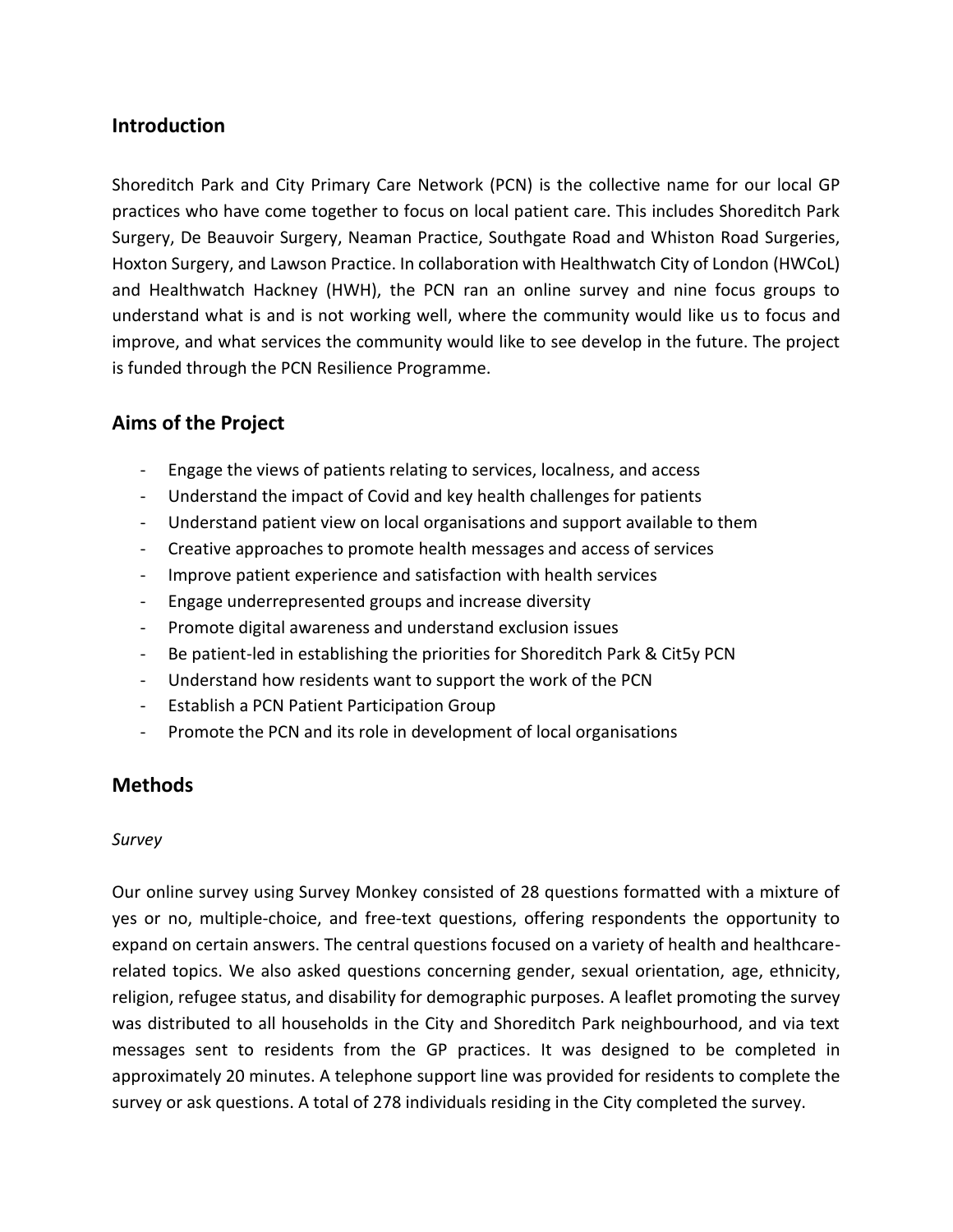## Introduction

Shoreditch Park and City Primary Care Network (PCN) is the collective name for our local GP practices who have come together to focus on local patient care. This includes Shoreditch Park Surgery, De Beauvoir Surgery, Neaman Practice, Southgate Road and Whiston Road Surgeries, Hoxton Surgery, and Lawson Practice. In collaboration with Healthwatch City of London (HWCoL) and Healthwatch Hackney (HWH), the PCN ran an online survey and nine focus groups to understand what is and is not working well, where the community would like us to focus and improve, and what services the community would like to see develop in the future. The project is funded through the PCN Resilience Programme.

## Aims of the Project

- Engage the views of patients relating to services, localness, and access
- Understand the impact of Covid and key health challenges for patients
- Understand patient view on local organisations and support available to them
- Creative approaches to promote health messages and access of services
- Improve patient experience and satisfaction with health services
- Engage underrepresented groups and increase diversity
- Promote digital awareness and understand exclusion issues
- Be patient-led in establishing the priorities for Shoreditch Park & Cit5y PCN
- Understand how residents want to support the work of the PCN
- Establish a PCN Patient Participation Group
- Promote the PCN and its role in development of local organisations

## Methods

*Survey*

Our online survey using Survey Monkey consisted of 28 questions formatted with a mixture of yes or no, multiple-choice, and free-text questions, offering respondents the opportunity to expand on certain answers. The central questions focused on a variety of health and healthcare-related topics. We also asked questions concerning gender, sexual orientation, age, ethnicity, religion, refugee status, and disability for demographic purposes. A leaflet promoting the survey was distributed to all households in the City and Shoreditch Park neighbourhood, and via text messages sent to residents from the GP practices. It was designed to be completed in approximately 20 minutes. A telephone support line was provided for residents to complete the survey or ask questions. A total of 278 individuals residing in the City completed the survey.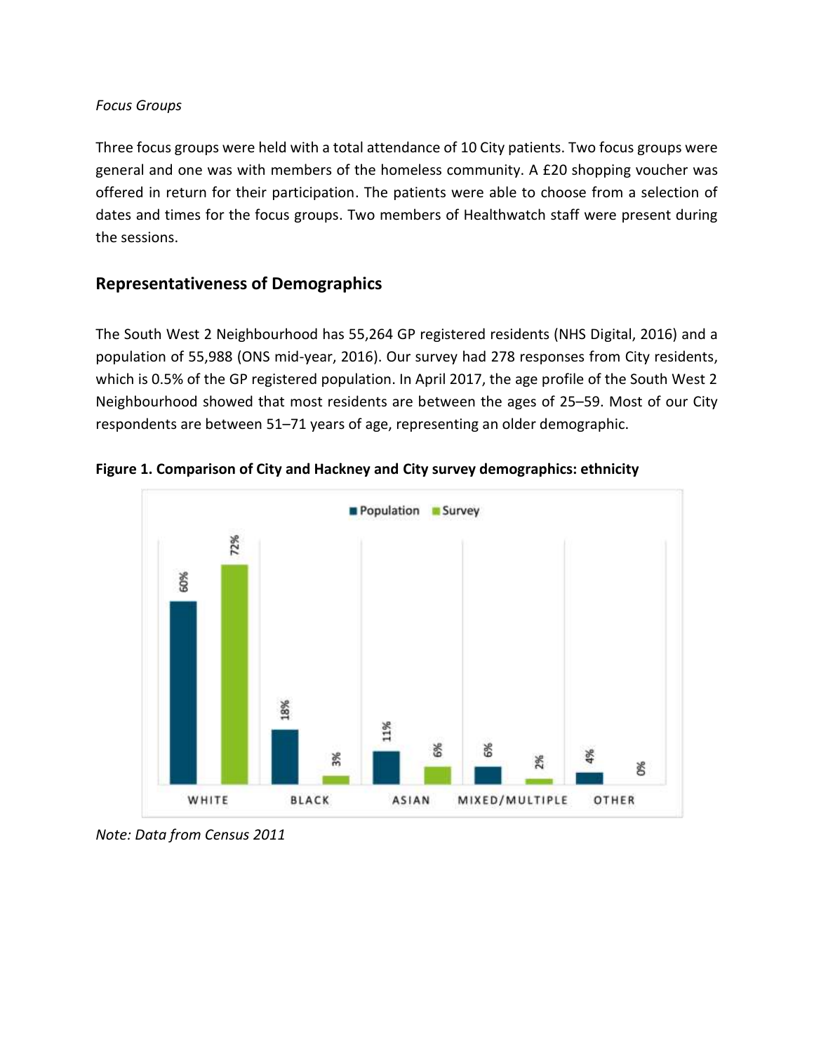*Focus Groups*

Three focus groups were held with a total attendance of 10 City patients. Two focus groups were general and one was with members of the homeless community. A £20 shopping voucher was offered in return for their participation. The patients were able to choose from a selection of dates and times for the focus groups. Two members of Healthwatch staff were present during the sessions.

## Representativeness of Demographics

The South West 2 Neighbourhood has 55,264 GP registered residents (NHS Digital, 2016) and a population of 55,988 (ONS mid-year, 2016). Our survey had 278 responses from City residents, which is 0.5% of the GP registered population. In April 2017, the age profile of the South West 2 Neighbourhood showed that most residents are between the ages of 25–59. Most of our City respondents are between 51–71 years of age, representing an older demographic.

**Figure 1. Comparison of City and Hackney and City survey demographics: ethnicity**

| | Population | Survey |
|---|---|---|
| WHITE | 60% | 72% |
| BLACK | 18% | 3% |
| ASIAN | 11% | 6% |
| MIXED/MULTIPLE | 6% | 2% |
| OTHER | 4% | 0% |

*Note: Data from Census 2011*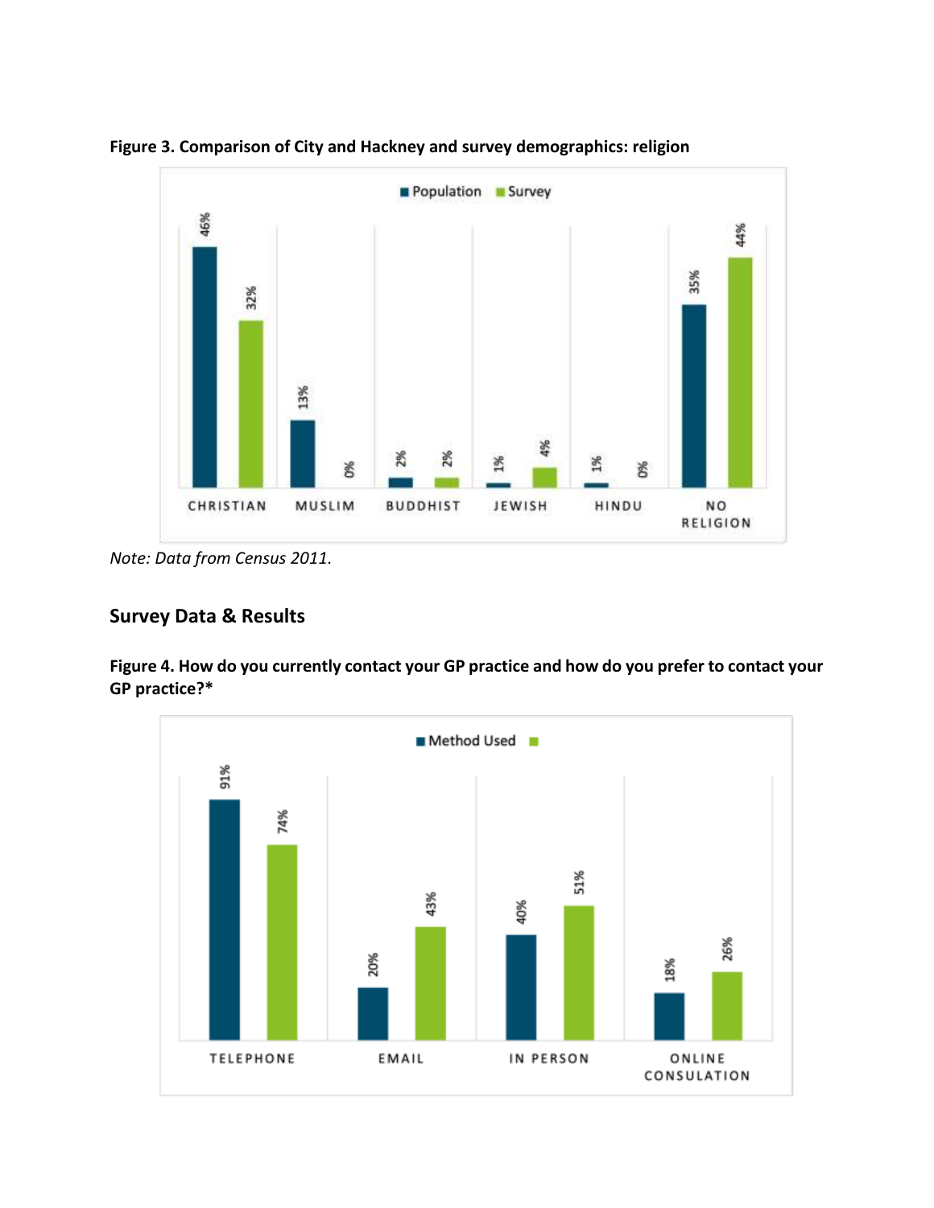**Figure 3. Comparison of City and Hackney and survey demographics: religion**

| | Population | Survey |
|---|---|---|
| CHRISTIAN | 46% | 32% |
| MUSLIM | 13% | 0% |
| BUDDHIST | 2% | 2% |
| JEWISH | 1% | 4% |
| HINDU | 1% | 0% |
| NO RELIGION | 35% | 44% |

*Note: Data from Census 2011.*

## Survey Data & Results

**Figure 4. How do you currently contact your GP practice and how do you prefer to contact your GP practice?***

| | Method Used | |
|---|---|---|
| TELEPHONE | 91% | 74% |
| EMAIL | 20% | 43% |
| IN PERSON | 40% | 51% |
| ONLINE CONSULATION | 18% | 26% |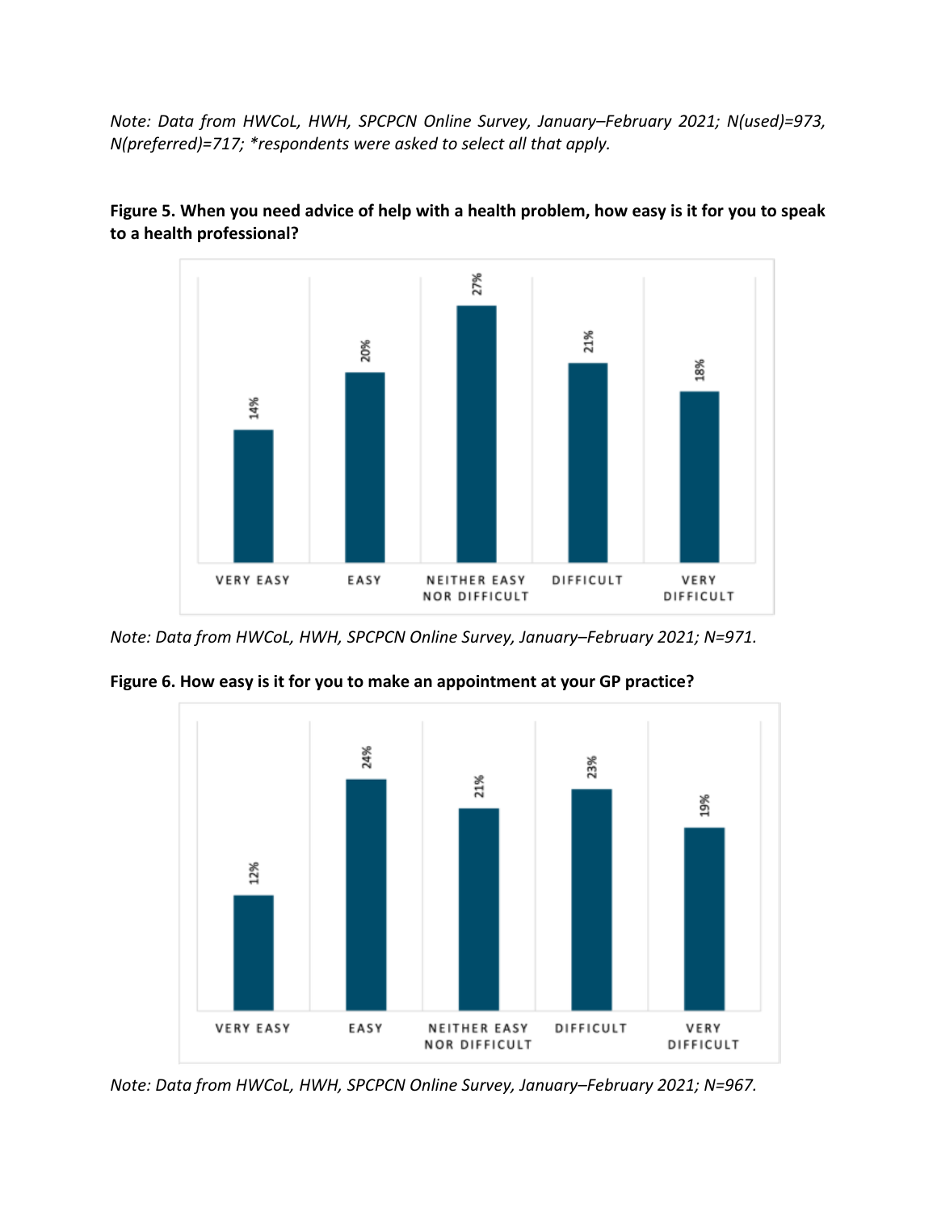*Note: Data from HWCoL, HWH, SPCPCN Online Survey, January–February 2021; N(used)=973, N(preferred)=717; *respondents were asked to select all that apply.*

**Figure 5. When you need advice of help with a health problem, how easy is it for you to speak to a health professional?**

| Very easy | Easy | Neither easy nor difficult | Difficult | Very difficult |
|---|---|---|---|---|
| 14% | 20% | 27% | 21% | 18% |

*Note: Data from HWCoL, HWH, SPCPCN Online Survey, January–February 2021; N=971.*

**Figure 6. How easy is it for you to make an appointment at your GP practice?**

| Very easy | Easy | Neither easy nor difficult | Difficult | Very difficult |
|---|---|---|---|---|
| 12% | 24% | 21% | 23% | 19% |

*Note: Data from HWCoL, HWH, SPCPCN Online Survey, January–February 2021; N=967.*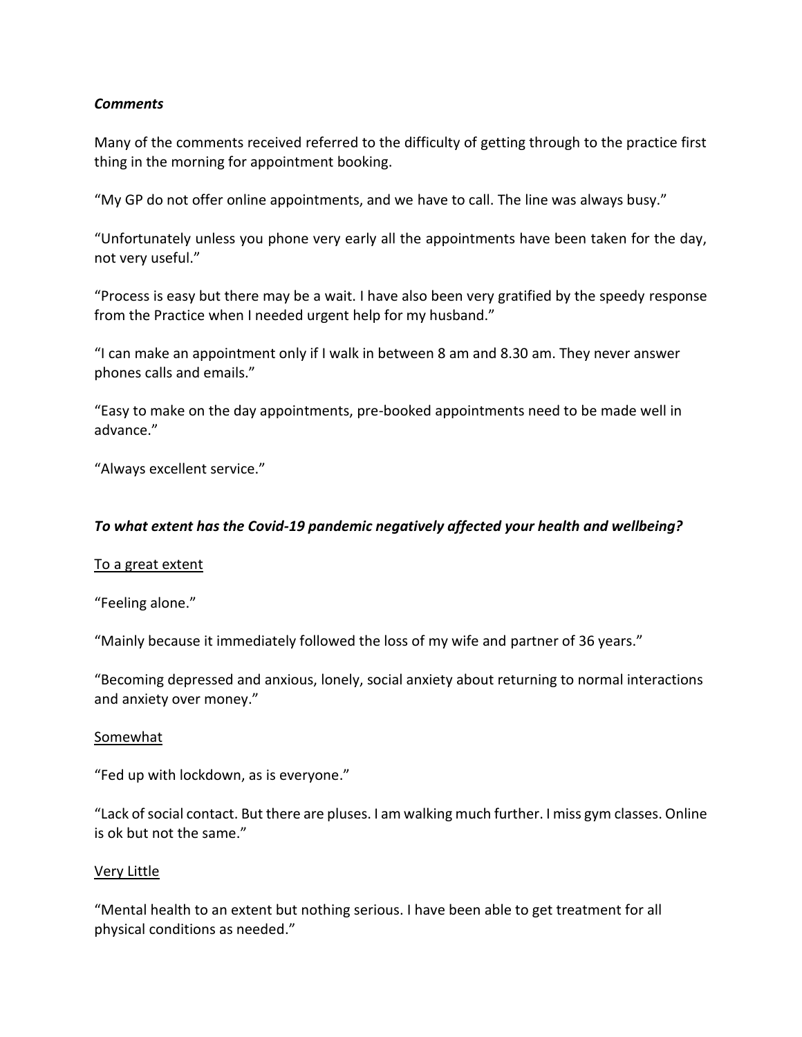***Comments***

Many of the comments received referred to the difficulty of getting through to the practice first thing in the morning for appointment booking.

"My GP do not offer online appointments, and we have to call. The line was always busy."

"Unfortunately unless you phone very early all the appointments have been taken for the day, not very useful."

"Process is easy but there may be a wait. I have also been very gratified by the speedy response from the Practice when I needed urgent help for my husband."

"I can make an appointment only if I walk in between 8 am and 8.30 am. They never answer phones calls and emails."

"Easy to make on the day appointments, pre-booked appointments need to be made well in advance."

"Always excellent service."

***To what extent has the Covid-19 pandemic negatively affected your health and wellbeing?***

<u>To a great extent</u>

"Feeling alone."

"Mainly because it immediately followed the loss of my wife and partner of 36 years."

"Becoming depressed and anxious, lonely, social anxiety about returning to normal interactions and anxiety over money."

<u>Somewhat</u>

"Fed up with lockdown, as is everyone."

"Lack of social contact. But there are pluses. I am walking much further. I miss gym classes. Online is ok but not the same."

<u>Very Little</u>

"Mental health to an extent but nothing serious. I have been able to get treatment for all physical conditions as needed."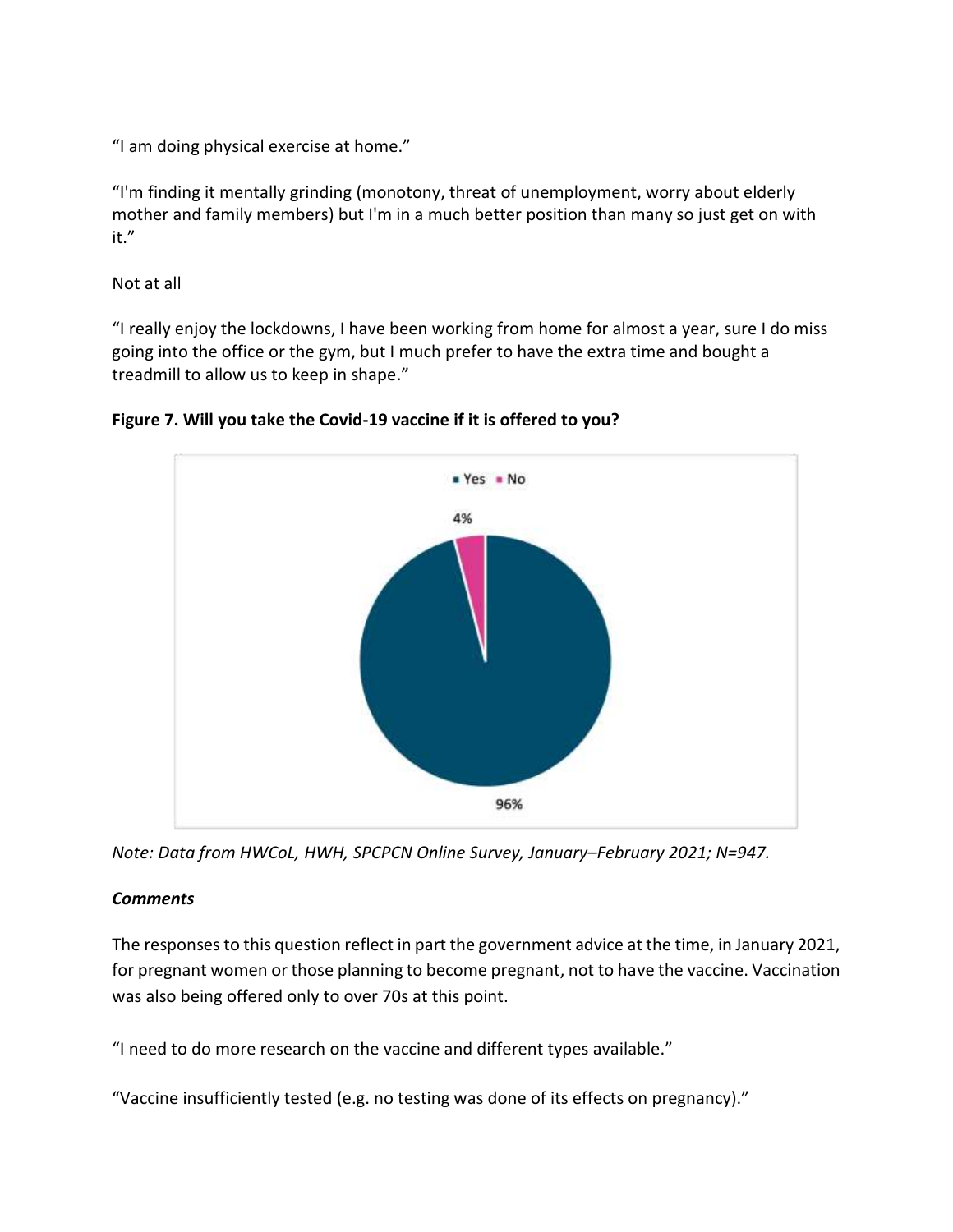"I am doing physical exercise at home."

"I'm finding it mentally grinding (monotony, threat of unemployment, worry about elderly mother and family members) but I'm in a much better position than many so just get on with it."

Not at all

"I really enjoy the lockdowns, I have been working from home for almost a year, sure I do miss going into the office or the gym, but I much prefer to have the extra time and bought a treadmill to allow us to keep in shape."

**Figure 7. Will you take the Covid-19 vaccine if it is offered to you?**

| Response | Percentage |
| --- | --- |
| Yes | 96% |
| No | 4% |

*Note: Data from HWCoL, HWH, SPCPCN Online Survey, January–February 2021; N=947.*

***Comments***

The responses to this question reflect in part the government advice at the time, in January 2021, for pregnant women or those planning to become pregnant, not to have the vaccine. Vaccination was also being offered only to over 70s at this point.

"I need to do more research on the vaccine and different types available."

"Vaccine insufficiently tested (e.g. no testing was done of its effects on pregnancy)."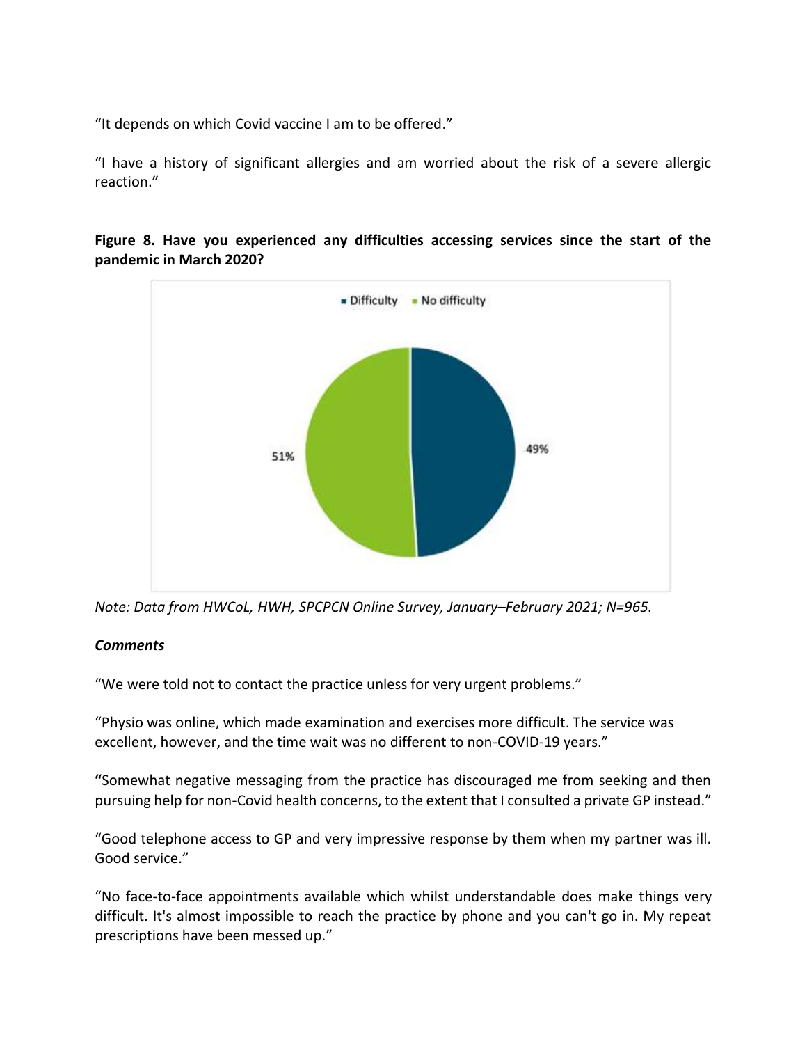"It depends on which Covid vaccine I am to be offered."

"I have a history of significant allergies and am worried about the risk of a severe allergic reaction."

**Figure 8. Have you experienced any difficulties accessing services since the start of the pandemic in March 2020?**

*Note: Data from HWCoL, HWH, SPCPCN Online Survey, January–February 2021; N=965.*

***Comments***

"We were told not to contact the practice unless for very urgent problems."

"Physio was online, which made examination and exercises more difficult. The service was excellent, however, and the time wait was no different to non-COVID-19 years."

"Somewhat negative messaging from the practice has discouraged me from seeking and then pursuing help for non-Covid health concerns, to the extent that I consulted a private GP instead."

"Good telephone access to GP and very impressive response by them when my partner was ill. Good service."

"No face-to-face appointments available which whilst understandable does make things very difficult. It's almost impossible to reach the practice by phone and you can't go in. My repeat prescriptions have been messed up."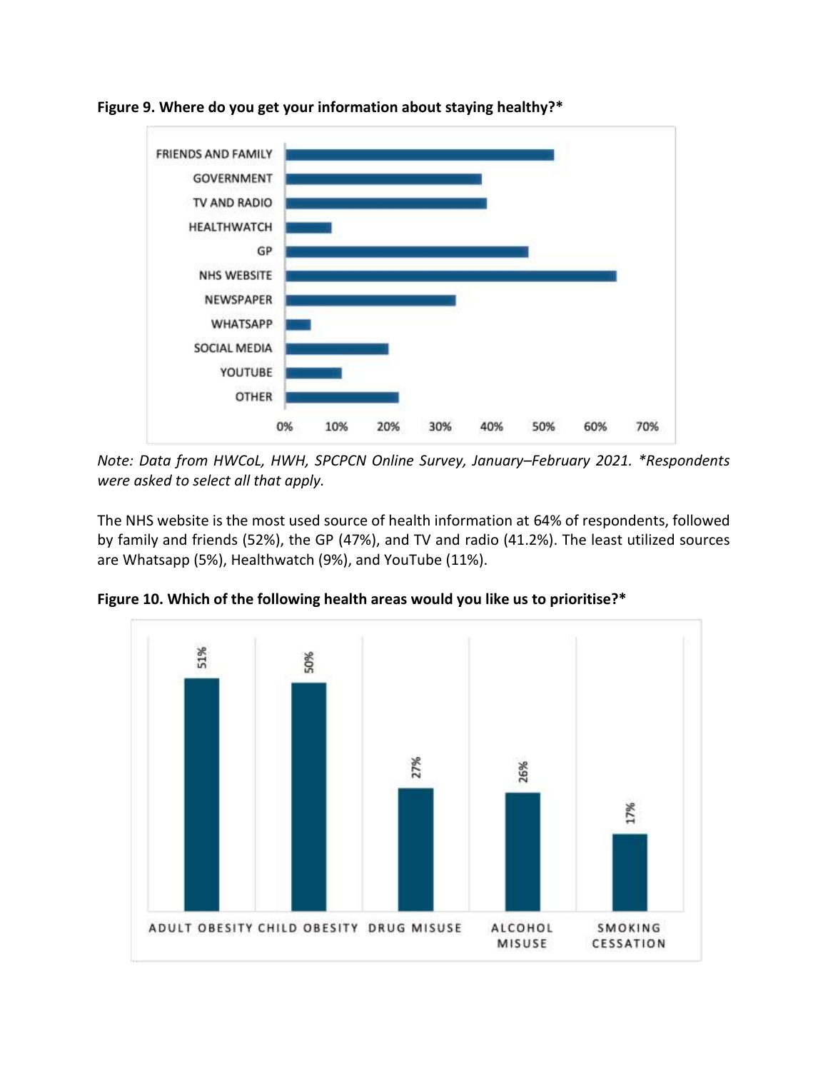**Figure 9. Where do you get your information about staying healthy?***

*Note: Data from HWCoL, HWH, SPCPCN Online Survey, January–February 2021. *Respondents were asked to select all that apply.*

The NHS website is the most used source of health information at 64% of respondents, followed by family and friends (52%), the GP (47%), and TV and radio (41.2%). The least utilized sources are Whatsapp (5%), Healthwatch (9%), and YouTube (11%).

**Figure 10. Which of the following health areas would you like us to prioritise?***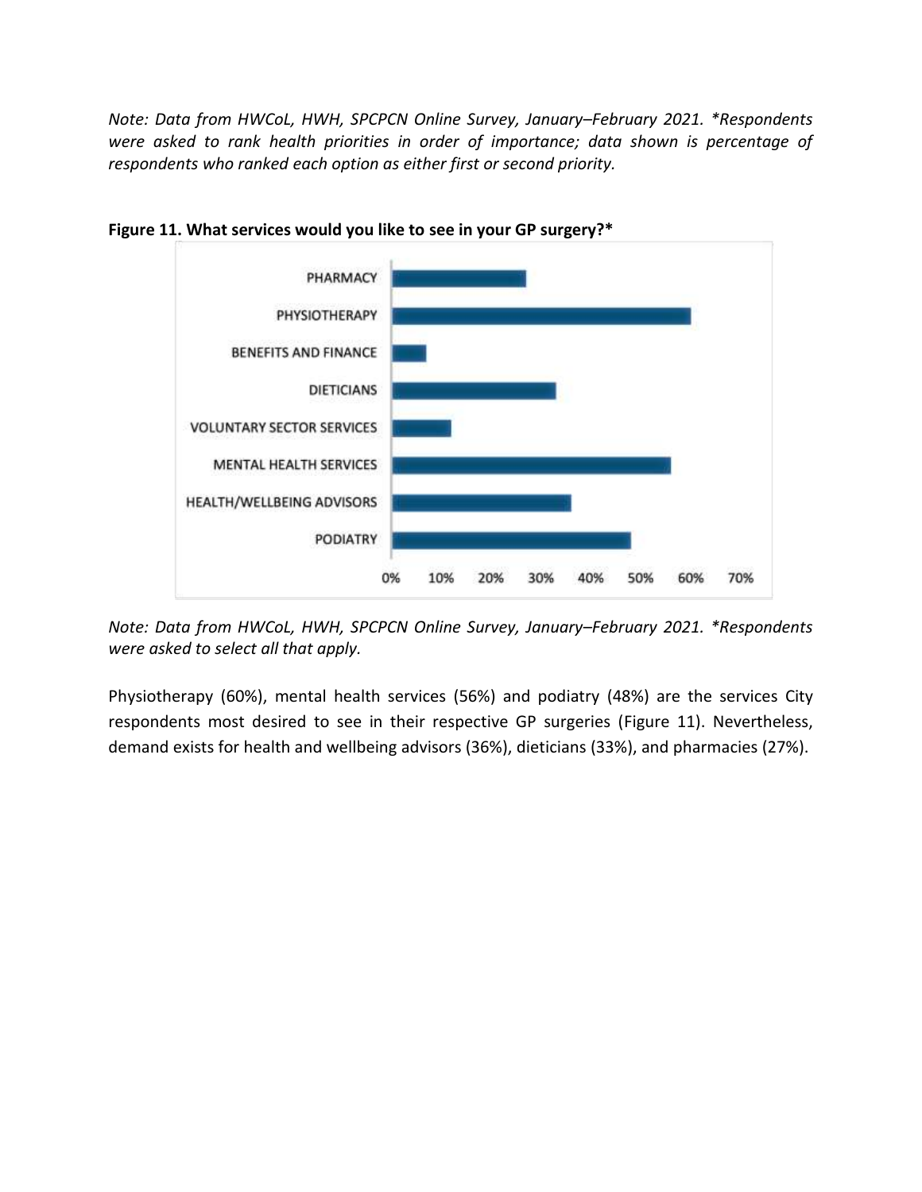*Note: Data from HWCoL, HWH, SPCPCN Online Survey, January–February 2021. *Respondents were asked to rank health priorities in order of importance; data shown is percentage of respondents who ranked each option as either first or second priority.*

**Figure 11. What services would you like to see in your GP surgery?***

*Note: Data from HWCoL, HWH, SPCPCN Online Survey, January–February 2021. *Respondents were asked to select all that apply.*

Physiotherapy (60%), mental health services (56%) and podiatry (48%) are the services City respondents most desired to see in their respective GP surgeries (Figure 11). Nevertheless, demand exists for health and wellbeing advisors (36%), dieticians (33%), and pharmacies (27%).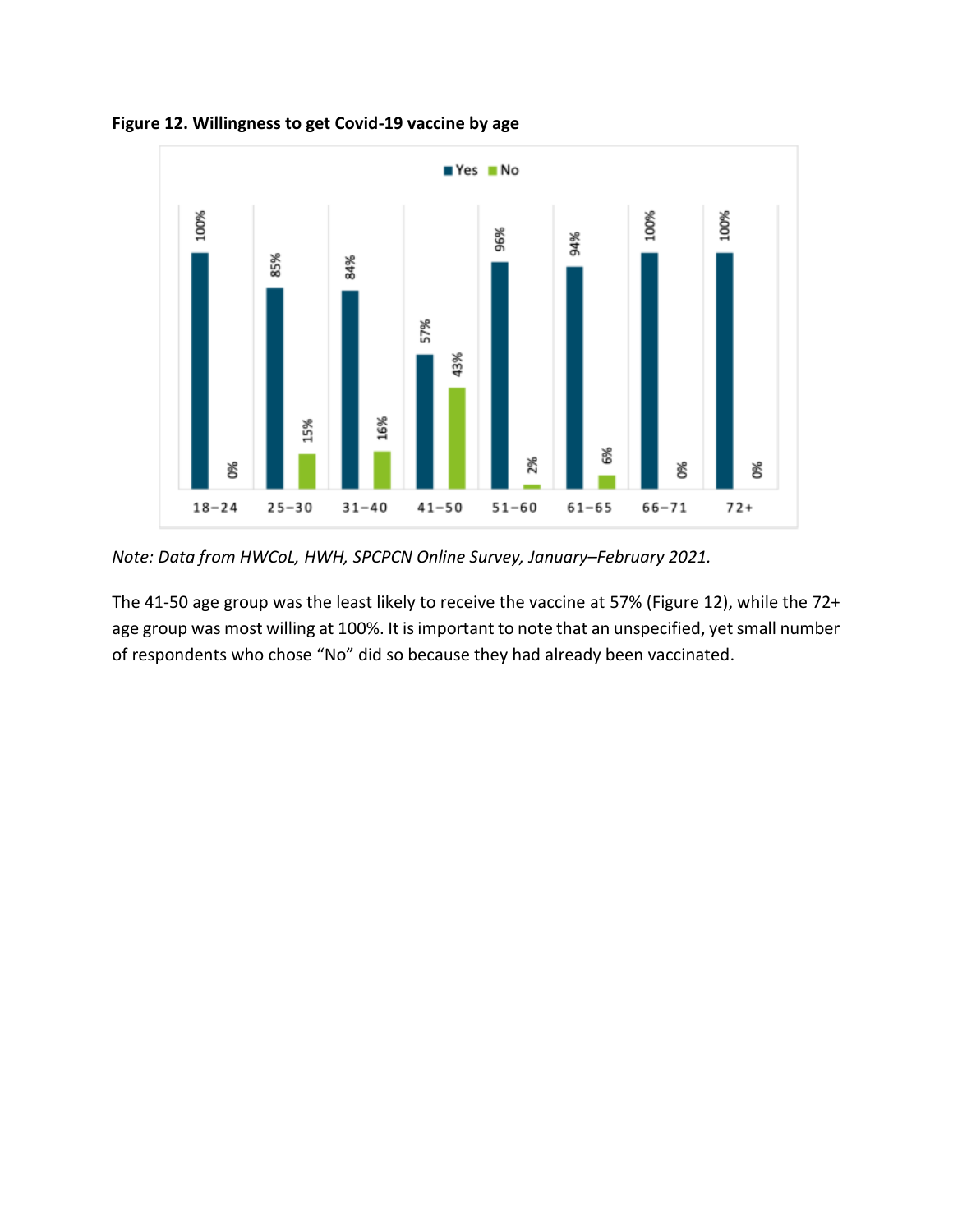**Figure 12. Willingness to get Covid-19 vaccine by age**

| Age | Yes | No |
| --- | --- | --- |
| 18–24 | 100% | 0% |
| 25–30 | 85% | 15% |
| 31–40 | 84% | 16% |
| 41–50 | 57% | 43% |
| 51–60 | 96% | 2% |
| 61–65 | 94% | 6% |
| 66–71 | 100% | 0% |
| 72+ | 100% | 0% |

*Note: Data from HWCoL, HWH, SPCPCN Online Survey, January–February 2021.*

The 41-50 age group was the least likely to receive the vaccine at 57% (Figure 12), while the 72+ age group was most willing at 100%. It is important to note that an unspecified, yet small number of respondents who chose "No" did so because they had already been vaccinated.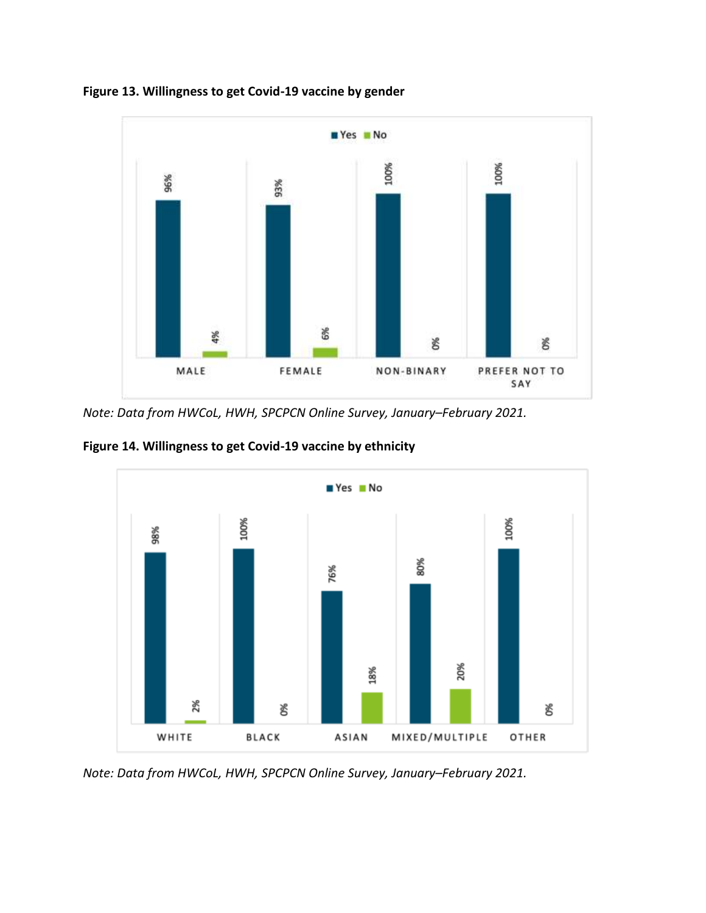**Figure 13. Willingness to get Covid-19 vaccine by gender**

| | Yes | No |
|---|---|---|
| MALE | 96% | 4% |
| FEMALE | 93% | 6% |
| NON-BINARY | 100% | 0% |
| PREFER NOT TO SAY | 100% | 0% |

*Note: Data from HWCoL, HWH, SPCPCN Online Survey, January–February 2021.*

**Figure 14. Willingness to get Covid-19 vaccine by ethnicity**

| | Yes | No |
|---|---|---|
| WHITE | 98% | 2% |
| BLACK | 100% | 0% |
| ASIAN | 76% | 18% |
| MIXED/MULTIPLE | 80% | 20% |
| OTHER | 100% | 0% |

*Note: Data from HWCoL, HWH, SPCPCN Online Survey, January–February 2021.*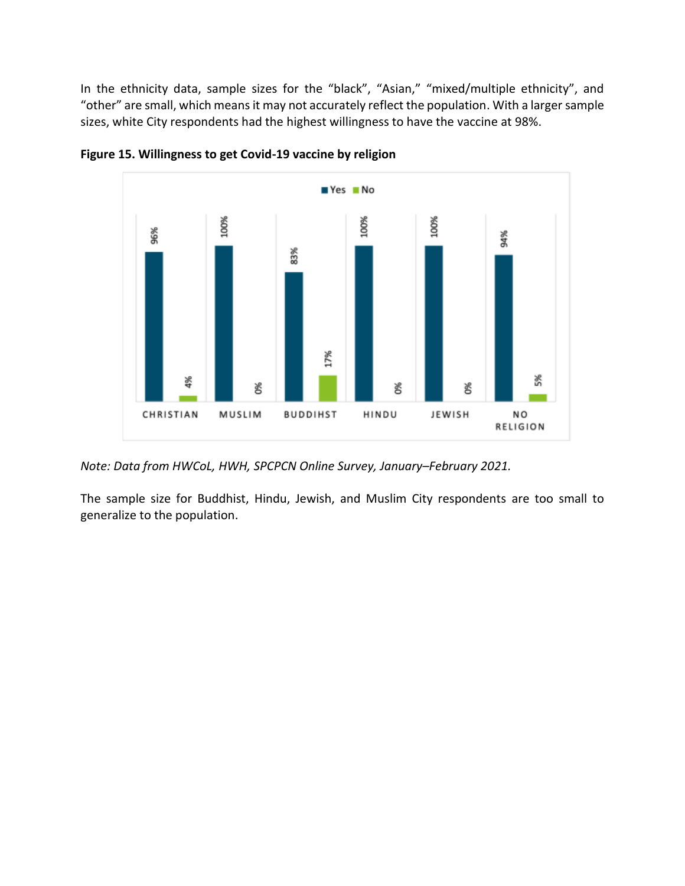In the ethnicity data, sample sizes for the "black", "Asian," "mixed/multiple ethnicity", and "other" are small, which means it may not accurately reflect the population. With a larger sample sizes, white City respondents had the highest willingness to have the vaccine at 98%.

**Figure 15. Willingness to get Covid-19 vaccine by religion**

| | Yes | No |
|---|---|---|
| CHRISTIAN | 96% | 4% |
| MUSLIM | 100% | 0% |
| BUDDIHST | 83% | 17% |
| HINDU | 100% | 0% |
| JEWISH | 100% | 0% |
| NO RELIGION | 94% | 5% |

*Note: Data from HWCoL, HWH, SPCPCN Online Survey, January–February 2021.*

The sample size for Buddhist, Hindu, Jewish, and Muslim City respondents are too small to generalize to the population.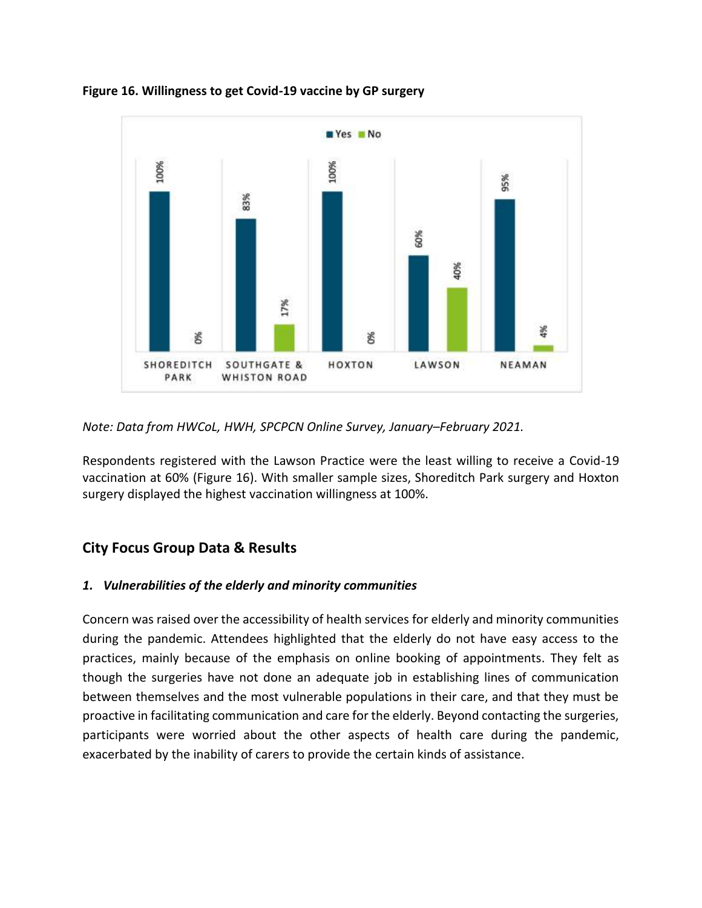**Figure 16. Willingness to get Covid-19 vaccine by GP surgery**

| GP surgery | Yes | No |
| --- | --- | --- |
| SHOREDITCH PARK | 100% | 0% |
| SOUTHGATE & WHISTON ROAD | 83% | 17% |
| HOXTON | 100% | 0% |
| LAWSON | 60% | 40% |
| NEAMAN | 95% | 4% |

*Note: Data from HWCoL, HWH, SPCPCN Online Survey, January–February 2021.*

Respondents registered with the Lawson Practice were the least willing to receive a Covid-19 vaccination at 60% (Figure 16). With smaller sample sizes, Shoreditch Park surgery and Hoxton surgery displayed the highest vaccination willingness at 100%.

## City Focus Group Data & Results

### *1. Vulnerabilities of the elderly and minority communities*

Concern was raised over the accessibility of health services for elderly and minority communities during the pandemic. Attendees highlighted that the elderly do not have easy access to the practices, mainly because of the emphasis on online booking of appointments. They felt as though the surgeries have not done an adequate job in establishing lines of communication between themselves and the most vulnerable populations in their care, and that they must be proactive in facilitating communication and care for the elderly. Beyond contacting the surgeries, participants were worried about the other aspects of health care during the pandemic, exacerbated by the inability of carers to provide the certain kinds of assistance.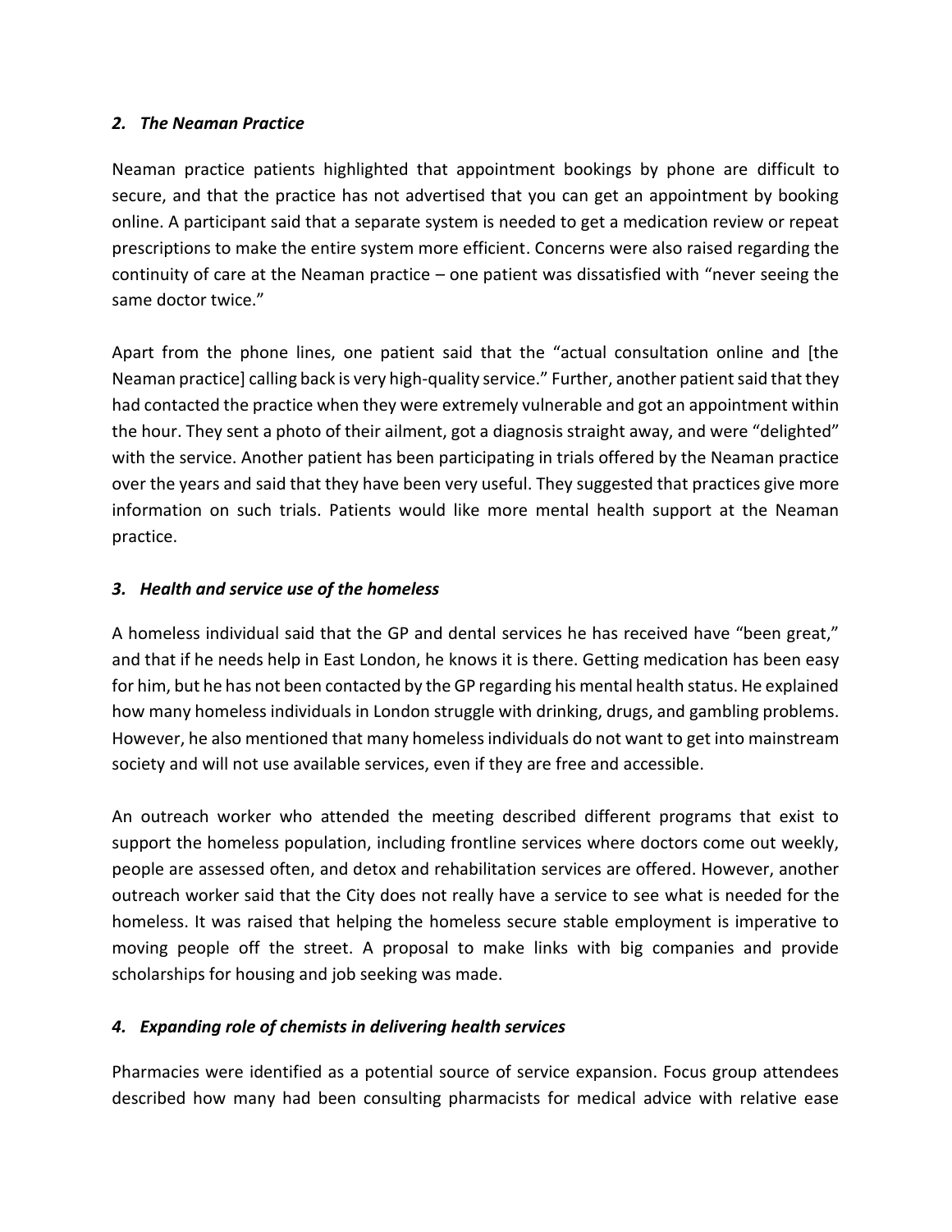### *2. The Neaman Practice*

Neaman practice patients highlighted that appointment bookings by phone are difficult to secure, and that the practice has not advertised that you can get an appointment by booking online. A participant said that a separate system is needed to get a medication review or repeat prescriptions to make the entire system more efficient. Concerns were also raised regarding the continuity of care at the Neaman practice – one patient was dissatisfied with "never seeing the same doctor twice."

Apart from the phone lines, one patient said that the "actual consultation online and [the Neaman practice] calling back is very high-quality service." Further, another patient said that they had contacted the practice when they were extremely vulnerable and got an appointment within the hour. They sent a photo of their ailment, got a diagnosis straight away, and were "delighted" with the service. Another patient has been participating in trials offered by the Neaman practice over the years and said that they have been very useful. They suggested that practices give more information on such trials. Patients would like more mental health support at the Neaman practice.

### *3. Health and service use of the homeless*

A homeless individual said that the GP and dental services he has received have "been great," and that if he needs help in East London, he knows it is there. Getting medication has been easy for him, but he has not been contacted by the GP regarding his mental health status. He explained how many homeless individuals in London struggle with drinking, drugs, and gambling problems. However, he also mentioned that many homeless individuals do not want to get into mainstream society and will not use available services, even if they are free and accessible.

An outreach worker who attended the meeting described different programs that exist to support the homeless population, including frontline services where doctors come out weekly, people are assessed often, and detox and rehabilitation services are offered. However, another outreach worker said that the City does not really have a service to see what is needed for the homeless. It was raised that helping the homeless secure stable employment is imperative to moving people off the street. A proposal to make links with big companies and provide scholarships for housing and job seeking was made.

### *4. Expanding role of chemists in delivering health services*

Pharmacies were identified as a potential source of service expansion. Focus group attendees described how many had been consulting pharmacists for medical advice with relative ease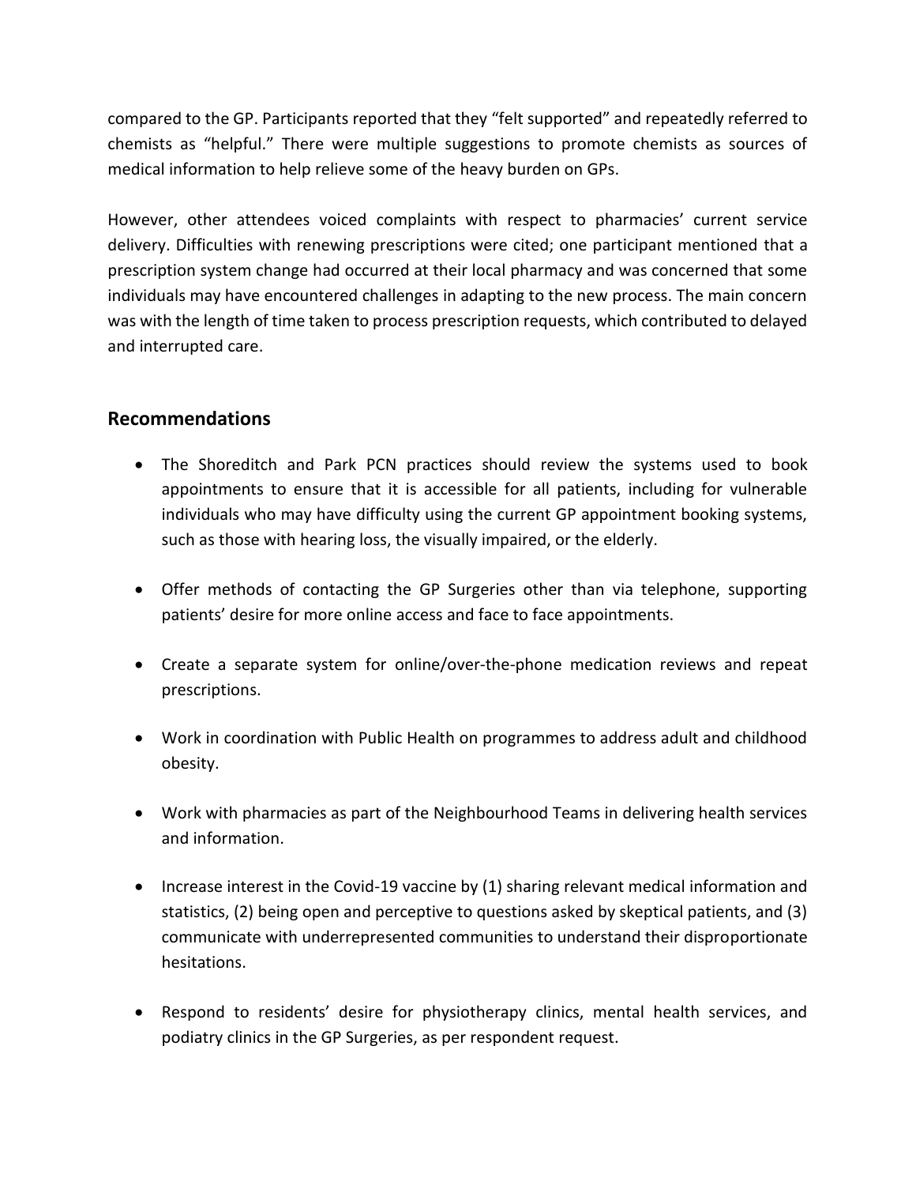compared to the GP. Participants reported that they "felt supported" and repeatedly referred to chemists as "helpful." There were multiple suggestions to promote chemists as sources of medical information to help relieve some of the heavy burden on GPs.

However, other attendees voiced complaints with respect to pharmacies' current service delivery. Difficulties with renewing prescriptions were cited; one participant mentioned that a prescription system change had occurred at their local pharmacy and was concerned that some individuals may have encountered challenges in adapting to the new process. The main concern was with the length of time taken to process prescription requests, which contributed to delayed and interrupted care.

## Recommendations

- The Shoreditch and Park PCN practices should review the systems used to book appointments to ensure that it is accessible for all patients, including for vulnerable individuals who may have difficulty using the current GP appointment booking systems, such as those with hearing loss, the visually impaired, or the elderly.
- Offer methods of contacting the GP Surgeries other than via telephone, supporting patients' desire for more online access and face to face appointments.
- Create a separate system for online/over-the-phone medication reviews and repeat prescriptions.
- Work in coordination with Public Health on programmes to address adult and childhood obesity.
- Work with pharmacies as part of the Neighbourhood Teams in delivering health services and information.
- Increase interest in the Covid-19 vaccine by (1) sharing relevant medical information and statistics, (2) being open and perceptive to questions asked by skeptical patients, and (3) communicate with underrepresented communities to understand their disproportionate hesitations.
- Respond to residents' desire for physiotherapy clinics, mental health services, and podiatry clinics in the GP Surgeries, as per respondent request.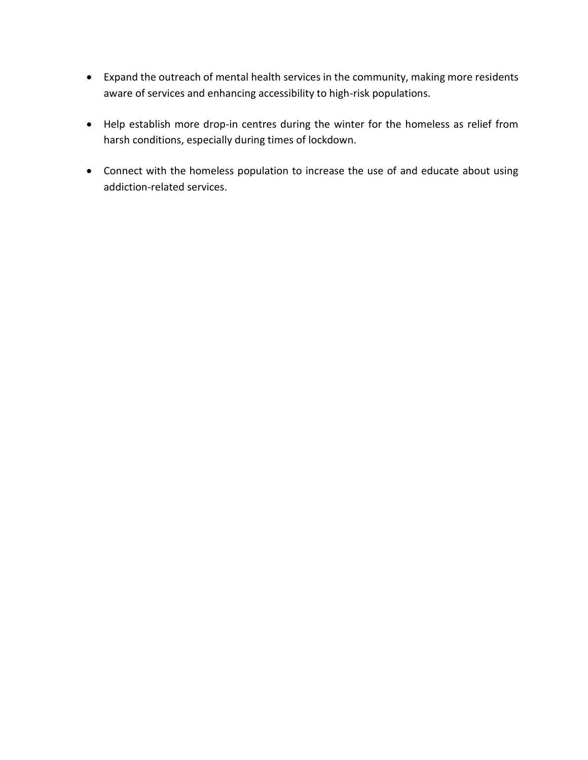- Expand the outreach of mental health services in the community, making more residents aware of services and enhancing accessibility to high-risk populations.

- Help establish more drop-in centres during the winter for the homeless as relief from harsh conditions, especially during times of lockdown.

- Connect with the homeless population to increase the use of and educate about using addiction-related services.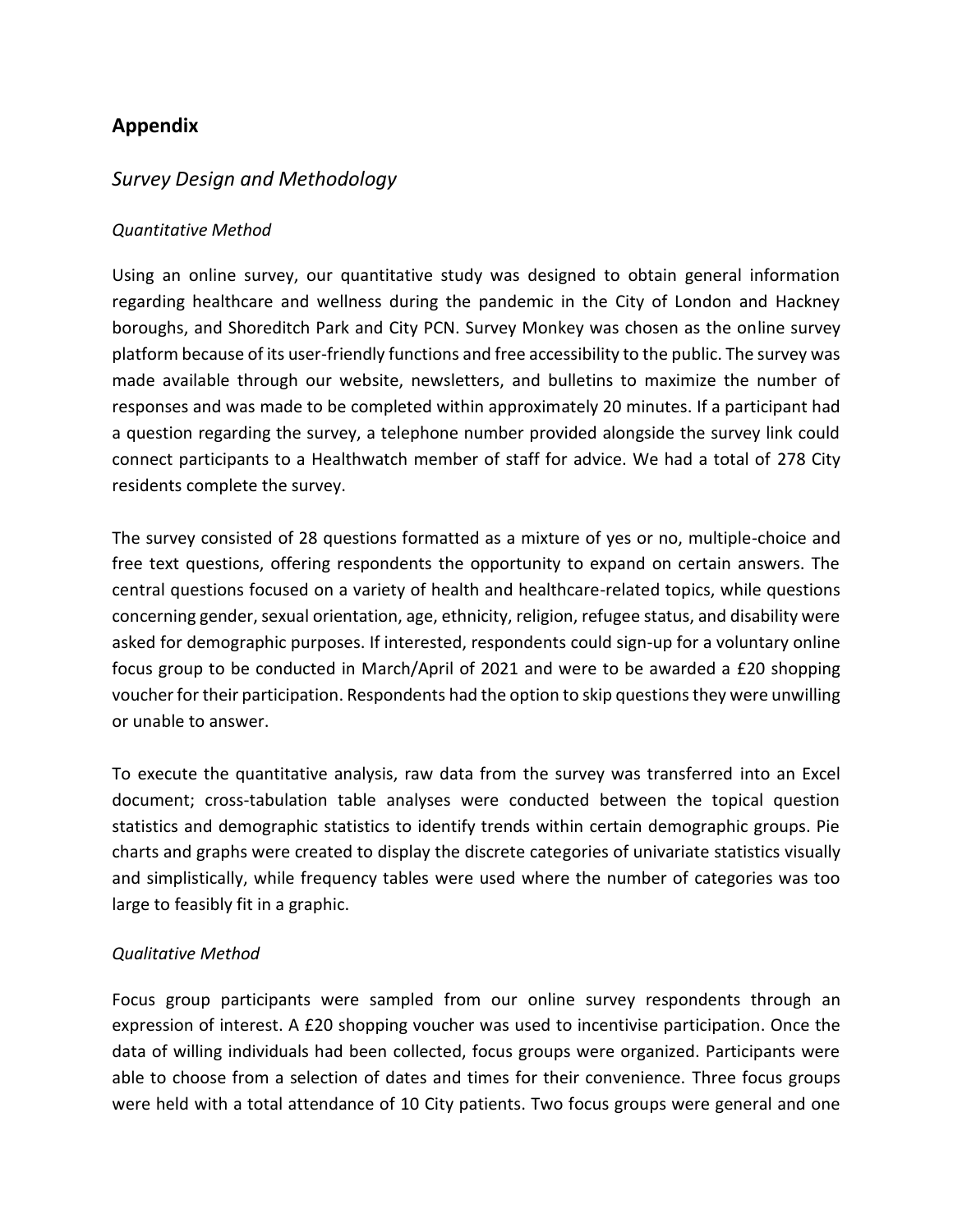## Appendix

### *Survey Design and Methodology*

*Quantitative Method*

Using an online survey, our quantitative study was designed to obtain general information regarding healthcare and wellness during the pandemic in the City of London and Hackney boroughs, and Shoreditch Park and City PCN. Survey Monkey was chosen as the online survey platform because of its user-friendly functions and free accessibility to the public. The survey was made available through our website, newsletters, and bulletins to maximize the number of responses and was made to be completed within approximately 20 minutes. If a participant had a question regarding the survey, a telephone number provided alongside the survey link could connect participants to a Healthwatch member of staff for advice. We had a total of 278 City residents complete the survey.

The survey consisted of 28 questions formatted as a mixture of yes or no, multiple-choice and free text questions, offering respondents the opportunity to expand on certain answers. The central questions focused on a variety of health and healthcare-related topics, while questions concerning gender, sexual orientation, age, ethnicity, religion, refugee status, and disability were asked for demographic purposes. If interested, respondents could sign-up for a voluntary online focus group to be conducted in March/April of 2021 and were to be awarded a £20 shopping voucher for their participation. Respondents had the option to skip questions they were unwilling or unable to answer.

To execute the quantitative analysis, raw data from the survey was transferred into an Excel document; cross-tabulation table analyses were conducted between the topical question statistics and demographic statistics to identify trends within certain demographic groups. Pie charts and graphs were created to display the discrete categories of univariate statistics visually and simplistically, while frequency tables were used where the number of categories was too large to feasibly fit in a graphic.

*Qualitative Method*

Focus group participants were sampled from our online survey respondents through an expression of interest. A £20 shopping voucher was used to incentivise participation. Once the data of willing individuals had been collected, focus groups were organized. Participants were able to choose from a selection of dates and times for their convenience. Three focus groups were held with a total attendance of 10 City patients. Two focus groups were general and one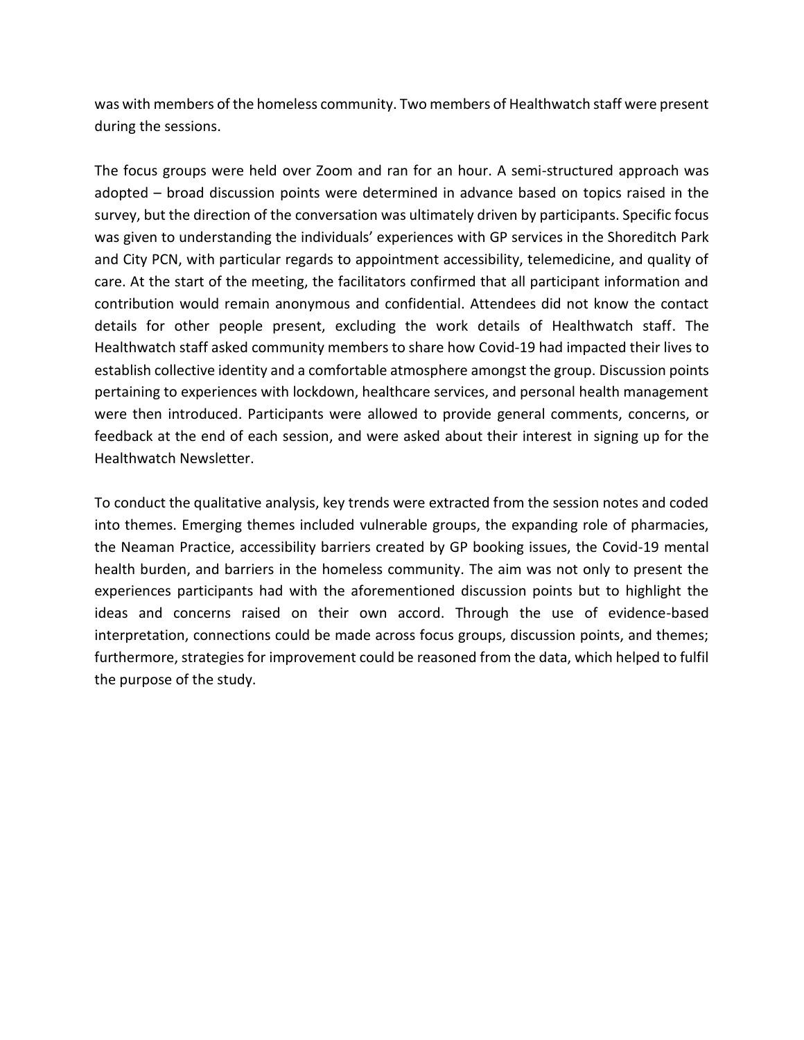was with members of the homeless community. Two members of Healthwatch staff were present during the sessions.

The focus groups were held over Zoom and ran for an hour. A semi-structured approach was adopted – broad discussion points were determined in advance based on topics raised in the survey, but the direction of the conversation was ultimately driven by participants. Specific focus was given to understanding the individuals' experiences with GP services in the Shoreditch Park and City PCN, with particular regards to appointment accessibility, telemedicine, and quality of care. At the start of the meeting, the facilitators confirmed that all participant information and contribution would remain anonymous and confidential. Attendees did not know the contact details for other people present, excluding the work details of Healthwatch staff. The Healthwatch staff asked community members to share how Covid-19 had impacted their lives to establish collective identity and a comfortable atmosphere amongst the group. Discussion points pertaining to experiences with lockdown, healthcare services, and personal health management were then introduced. Participants were allowed to provide general comments, concerns, or feedback at the end of each session, and were asked about their interest in signing up for the Healthwatch Newsletter.

To conduct the qualitative analysis, key trends were extracted from the session notes and coded into themes. Emerging themes included vulnerable groups, the expanding role of pharmacies, the Neaman Practice, accessibility barriers created by GP booking issues, the Covid-19 mental health burden, and barriers in the homeless community. The aim was not only to present the experiences participants had with the aforementioned discussion points but to highlight the ideas and concerns raised on their own accord. Through the use of evidence-based interpretation, connections could be made across focus groups, discussion points, and themes; furthermore, strategies for improvement could be reasoned from the data, which helped to fulfil the purpose of the study.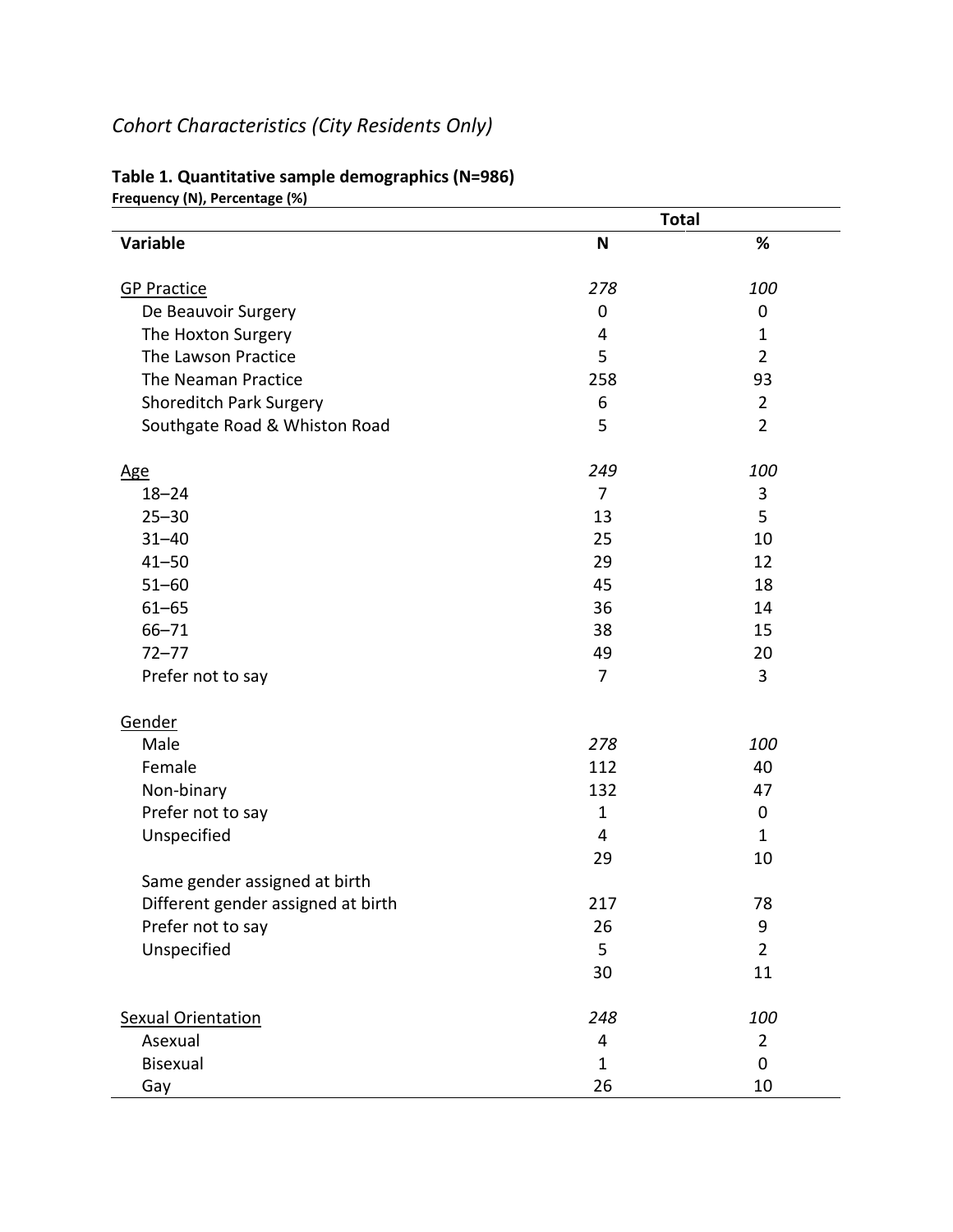*Cohort Characteristics (City Residents Only)*

**Table 1. Quantitative sample demographics (N=986)**
**Frequency (N), Percentage (%)**

| | Total | |
|---|---|---|
| **Variable** | **N** | **%** |
| GP Practice | *278* | *100* |
| De Beauvoir Surgery | 0 | 0 |
| The Hoxton Surgery | 4 | 1 |
| The Lawson Practice | 5 | 2 |
| The Neaman Practice | 258 | 93 |
| Shoreditch Park Surgery | 6 | 2 |
| Southgate Road & Whiston Road | 5 | 2 |
| Age | *249* | *100* |
| 18–24 | 7 | 3 |
| 25–30 | 13 | 5 |
| 31–40 | 25 | 10 |
| 41–50 | 29 | 12 |
| 51–60 | 45 | 18 |
| 61–65 | 36 | 14 |
| 66–71 | 38 | 15 |
| 72–77 | 49 | 20 |
| Prefer not to say | 7 | 3 |
| Gender | | |
| Male | *278* | *100* |
| Female | 112 | 40 |
| Non-binary | 132 | 47 |
| Prefer not to say | 1 | 0 |
| Unspecified | 4 | 1 |
| | 29 | 10 |
| Same gender assigned at birth | | |
| Different gender assigned at birth | 217 | 78 |
| Prefer not to say | 26 | 9 |
| Unspecified | 5 | 2 |
| | 30 | 11 |
| Sexual Orientation | *248* | *100* |
| Asexual | 4 | 2 |
| Bisexual | 1 | 0 |
| Gay | 26 | 10 |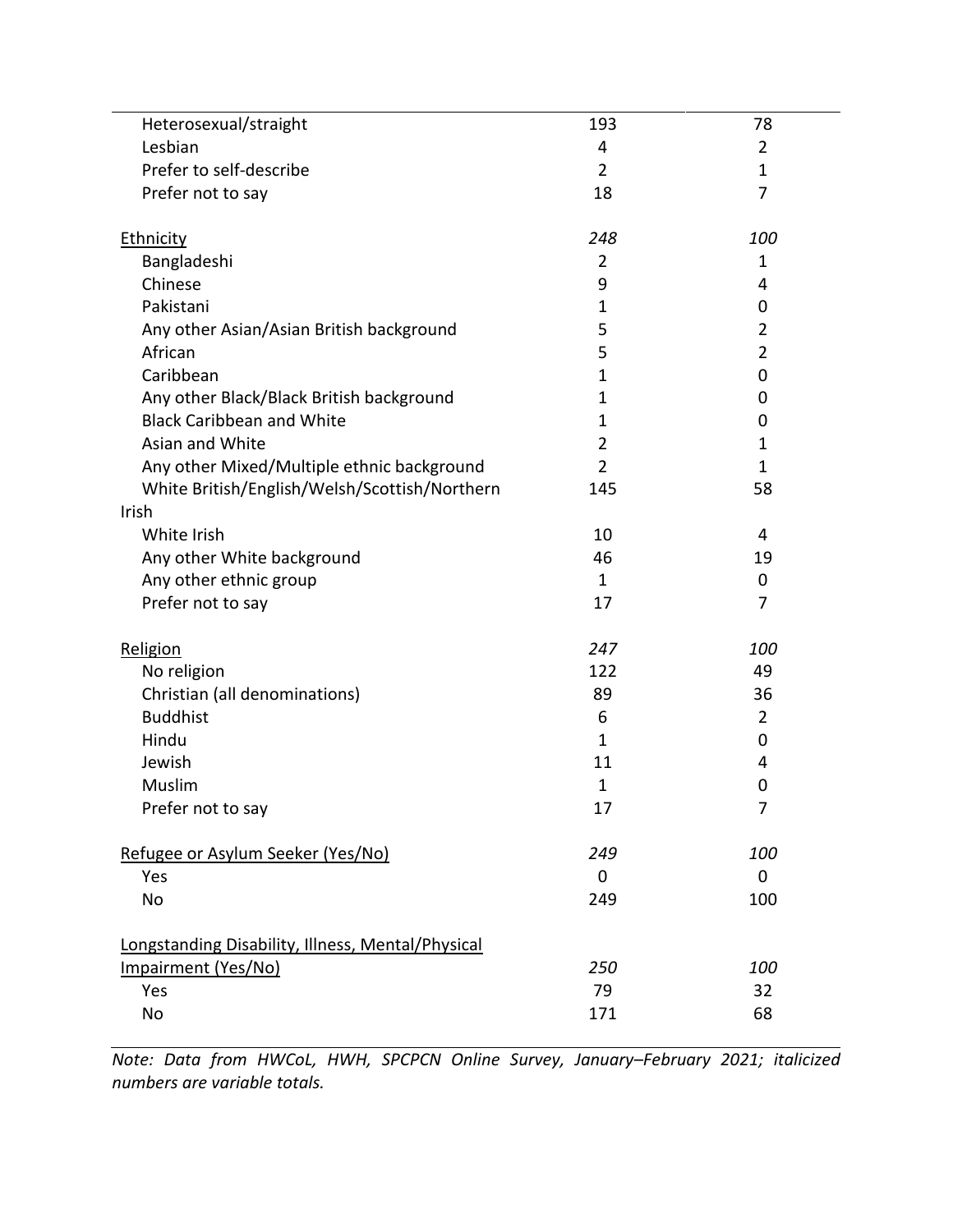| | | |
|---|---|---|
| Heterosexual/straight | 193 | 78 |
| Lesbian | 4 | 2 |
| Prefer to self-describe | 2 | 1 |
| Prefer not to say | 18 | 7 |
| Ethnicity | *248* | *100* |
| Bangladeshi | 2 | 1 |
| Chinese | 9 | 4 |
| Pakistani | 1 | 0 |
| Any other Asian/Asian British background | 5 | 2 |
| African | 5 | 2 |
| Caribbean | 1 | 0 |
| Any other Black/Black British background | 1 | 0 |
| Black Caribbean and White | 1 | 0 |
| Asian and White | 2 | 1 |
| Any other Mixed/Multiple ethnic background | 2 | 1 |
| White British/English/Welsh/Scottish/Northern Irish | 145 | 58 |
| White Irish | 10 | 4 |
| Any other White background | 46 | 19 |
| Any other ethnic group | 1 | 0 |
| Prefer not to say | 17 | 7 |
| Religion | *247* | *100* |
| No religion | 122 | 49 |
| Christian (all denominations) | 89 | 36 |
| Buddhist | 6 | 2 |
| Hindu | 1 | 0 |
| Jewish | 11 | 4 |
| Muslim | 1 | 0 |
| Prefer not to say | 17 | 7 |
| Refugee or Asylum Seeker (Yes/No) | *249* | *100* |
| Yes | 0 | 0 |
| No | 249 | 100 |
| Longstanding Disability, Illness, Mental/Physical Impairment (Yes/No) | *250* | *100* |
| Yes | 79 | 32 |
| No | 171 | 68 |

*Note: Data from HWCoL, HWH, SPCPCN Online Survey, January–February 2021; italicized numbers are variable totals.*